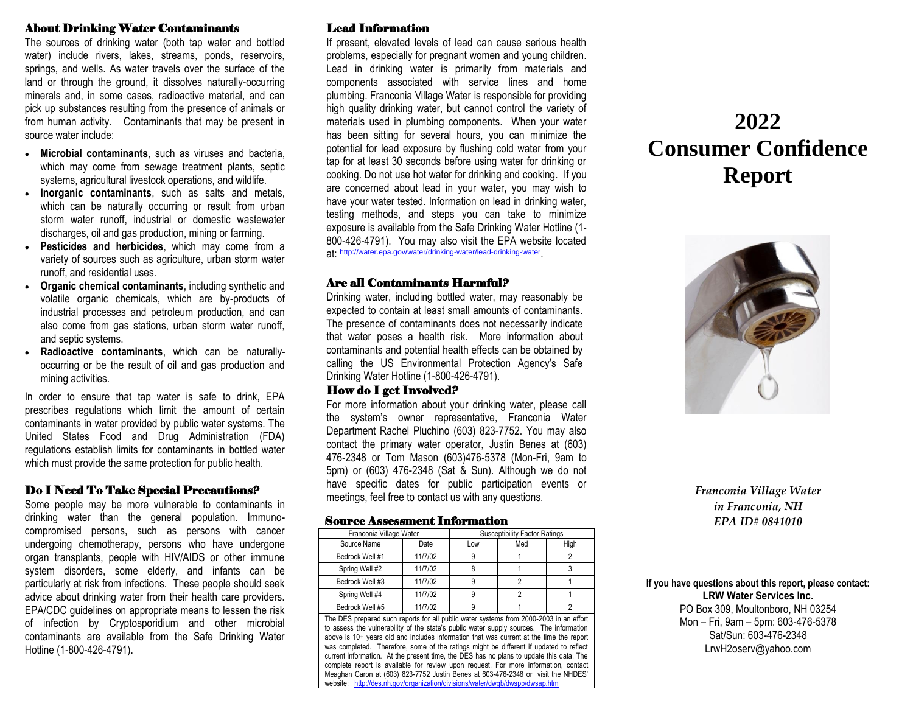## About Drinking Water Contaminants

The sources of drinking water (both tap water and bottled water) include rivers, lakes, streams, ponds, reservoirs, springs, and wells. As water travels over the surface of the land or through the ground, it dissolves naturally-occurring minerals and, in some cases, radioactive material, and can pick up substances resulting from the presence of animals or from human activity. Contaminants that may be present in source water include:

- **Microbial contaminants**, such as viruses and bacteria, which may come from sewage treatment plants, septic systems, agricultural livestock operations, and wildlife.
- **Inorganic contaminants**, such as salts and metals, which can be naturally occurring or result from urban storm water runoff, industrial or domestic wastewater discharges, oil and gas production, mining or farming.
- **Pesticides and herbicides**, which may come from a variety of sources such as agriculture, urban storm water runoff, and residential uses.
- **Organic chemical contaminants**, including synthetic and volatile organic chemicals, which are by-products of industrial processes and petroleum production, and can also come from gas stations, urban storm water runoff, and septic systems.
- **Radioactive contaminants**, which can be naturally-occurring or be the result of oil and gas production and mining activities.

In order to ensure that tap water is safe to drink, EPA prescribes regulations which limit the amount of certain contaminants in water provided by public water systems. The United States Food and Drug Administration (FDA) regulations establish limits for contaminants in bottled water which must provide the same protection for public health.

## Do I Need To Take Special Precautions?

Some people may be more vulnerable to contaminants in drinking water than the general population. Immuno-compromised persons, such as persons with cancer undergoing chemotherapy, persons who have undergone organ transplants, people with HIV/AIDS or other immune system disorders, some elderly, and infants can be particularly at risk from infections. These people should seek advice about drinking water from their health care providers. EPA/CDC guidelines on appropriate means to lessen the risk of infection by Cryptosporidium and other microbial contaminants are available from the Safe Drinking Water Hotline (1-800-426-4791).

## Lead Information

If present, elevated levels of lead can cause serious health problems, especially for pregnant women and young children. Lead in drinking water is primarily from materials and components associated with service lines and home plumbing. Franconia Village Water is responsible for providing high quality drinking water, but cannot control the variety of materials used in plumbing components. When your water has been sitting for several hours, you can minimize the potential for lead exposure by flushing cold water from your tap for at least 30 seconds before using water for drinking or cooking. Do not use hot water for drinking and cooking. If you are concerned about lead in your water, you may wish to have your water tested. Information on lead in drinking water, testing methods, and steps you can take to minimize exposure is available from the Safe Drinking Water Hotline (1-800-426-4791). You may also visit the EPA website located at: http://water.epa.gov/water/drinking-water/lead-drinking-water.

## Are all Contaminants Harmful?

Drinking water, including bottled water, may reasonably be expected to contain at least small amounts of contaminants. The presence of contaminants does not necessarily indicate that water poses a health risk. More information about contaminants and potential health effects can be obtained by calling the US Environmental Protection Agency's Safe Drinking Water Hotline (1-800-426-4791).

## How do I get Involved?

For more information about your drinking water, please call the system's owner representative, Franconia Water Department Rachel Pluchino (603) 823-7752. You may also contact the primary water operator, Justin Benes at (603) 476-2348 or Tom Mason (603)476-5378 (Mon-Fri, 9am to 5pm) or (603) 476-2348 (Sat & Sun). Although we do not have specific dates for public participation events or meetings, feel free to contact us with any questions.

## Source Assessment Information

| Franconia Village Water | | Susceptibility Factor Ratings | | |
|---|---|---|---|---|
| Source Name | Date | Low | Med | High |
| Bedrock Well #1 | 11/7/02 | 9 | 1 | 2 |
| Spring Well #2 | 11/7/02 | 8 | 1 | 3 |
| Bedrock Well #3 | 11/7/02 | 9 | 2 | 1 |
| Spring Well #4 | 11/7/02 | 9 | 2 | 1 |
| Bedrock Well #5 | 11/7/02 | 9 | 1 | 2 |

The DES prepared such reports for all public water systems from 2000-2003 in an effort to assess the vulnerability of the state's public water supply sources. The information above is 10+ years old and includes information that was current at the time the report was completed. Therefore, some of the ratings might be different if updated to reflect current information. At the present time, the DES has no plans to update this data. The complete report is available for review upon request. For more information, contact Meaghan Caron at (603) 823-7752 Justin Benes at 603-476-2348 or visit the NHDES' website: http://des.nh.gov/organization/divisions/water/dwgb/dwspp/dwsap.htm

# 2022 Consumer Confidence Report

*Franconia Village Water*
*in Franconia, NH*
*EPA ID# 0841010*

**If you have questions about this report, please contact:**
**LRW Water Services Inc.**
PO Box 309, Moultonboro, NH 03254
Mon – Fri, 9am – 5pm: 603-476-5378
Sat/Sun: 603-476-2348
LrwH2oserv@yahoo.com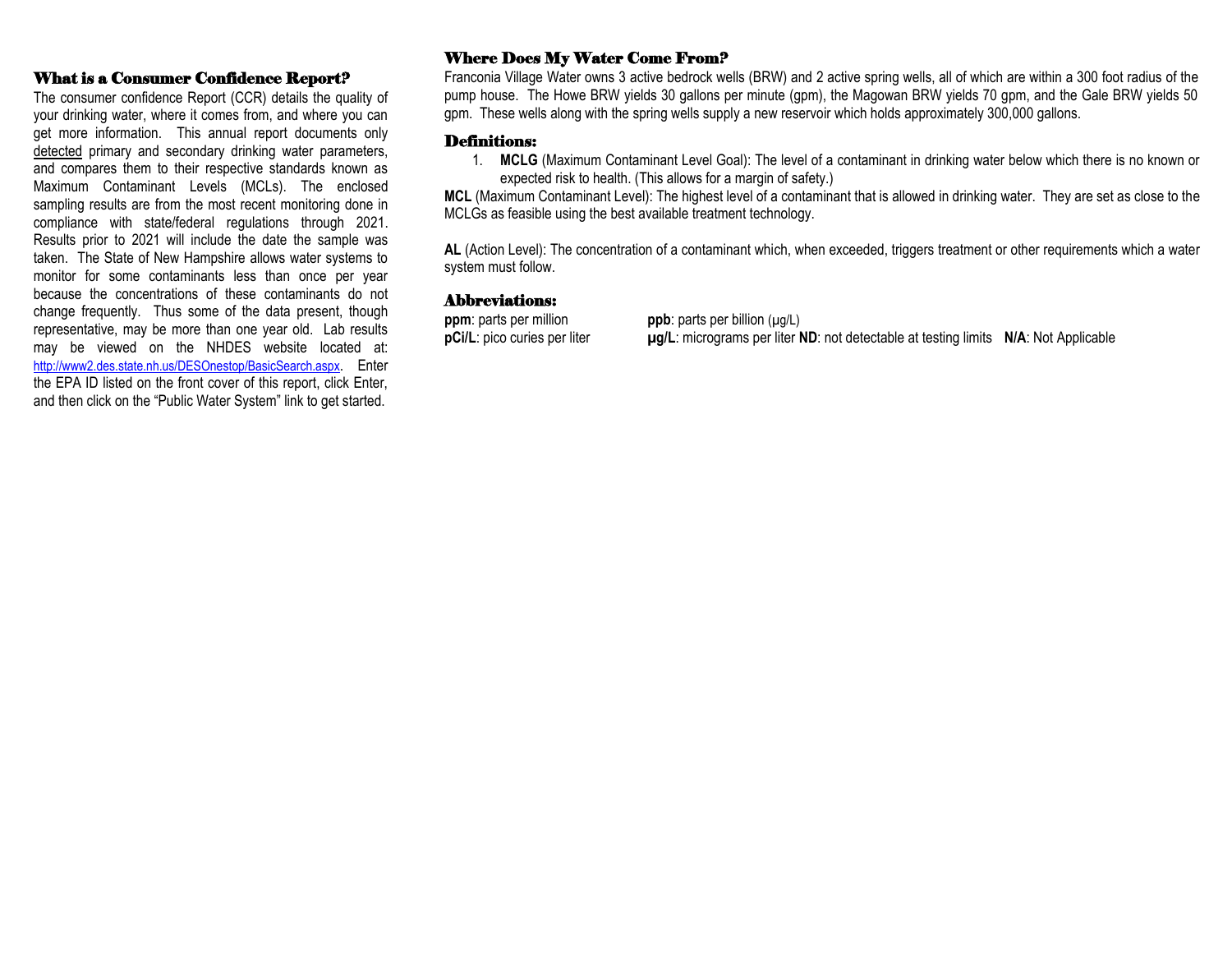## What is a Consumer Confidence Report?

The consumer confidence Report (CCR) details the quality of your drinking water, where it comes from, and where you can get more information. This annual report documents only detected primary and secondary drinking water parameters, and compares them to their respective standards known as Maximum Contaminant Levels (MCLs). The enclosed sampling results are from the most recent monitoring done in compliance with state/federal regulations through 2021. Results prior to 2021 will include the date the sample was taken. The State of New Hampshire allows water systems to monitor for some contaminants less than once per year because the concentrations of these contaminants do not change frequently. Thus some of the data present, though representative, may be more than one year old. Lab results may be viewed on the NHDES website located at: http://www2.des.state.nh.us/DESOnestop/BasicSearch.aspx. Enter the EPA ID listed on the front cover of this report, click Enter, and then click on the "Public Water System" link to get started.

## Where Does My Water Come From?

Franconia Village Water owns 3 active bedrock wells (BRW) and 2 active spring wells, all of which are within a 300 foot radius of the pump house. The Howe BRW yields 30 gallons per minute (gpm), the Magowan BRW yields 70 gpm, and the Gale BRW yields 50 gpm. These wells along with the spring wells supply a new reservoir which holds approximately 300,000 gallons.

## Definitions:

1. **MCLG** (Maximum Contaminant Level Goal): The level of a contaminant in drinking water below which there is no known or expected risk to health. (This allows for a margin of safety.)

**MCL** (Maximum Contaminant Level): The highest level of a contaminant that is allowed in drinking water. They are set as close to the MCLGs as feasible using the best available treatment technology.

**AL** (Action Level): The concentration of a contaminant which, when exceeded, triggers treatment or other requirements which a water system must follow.

## Abbreviations:

**ppm**: parts per million
**ppb**: parts per billion (µg/L)
**pCi/L**: pico curies per liter
**µg/L**: micrograms per liter
**ND**: not detectable at testing limits
**N/A**: Not Applicable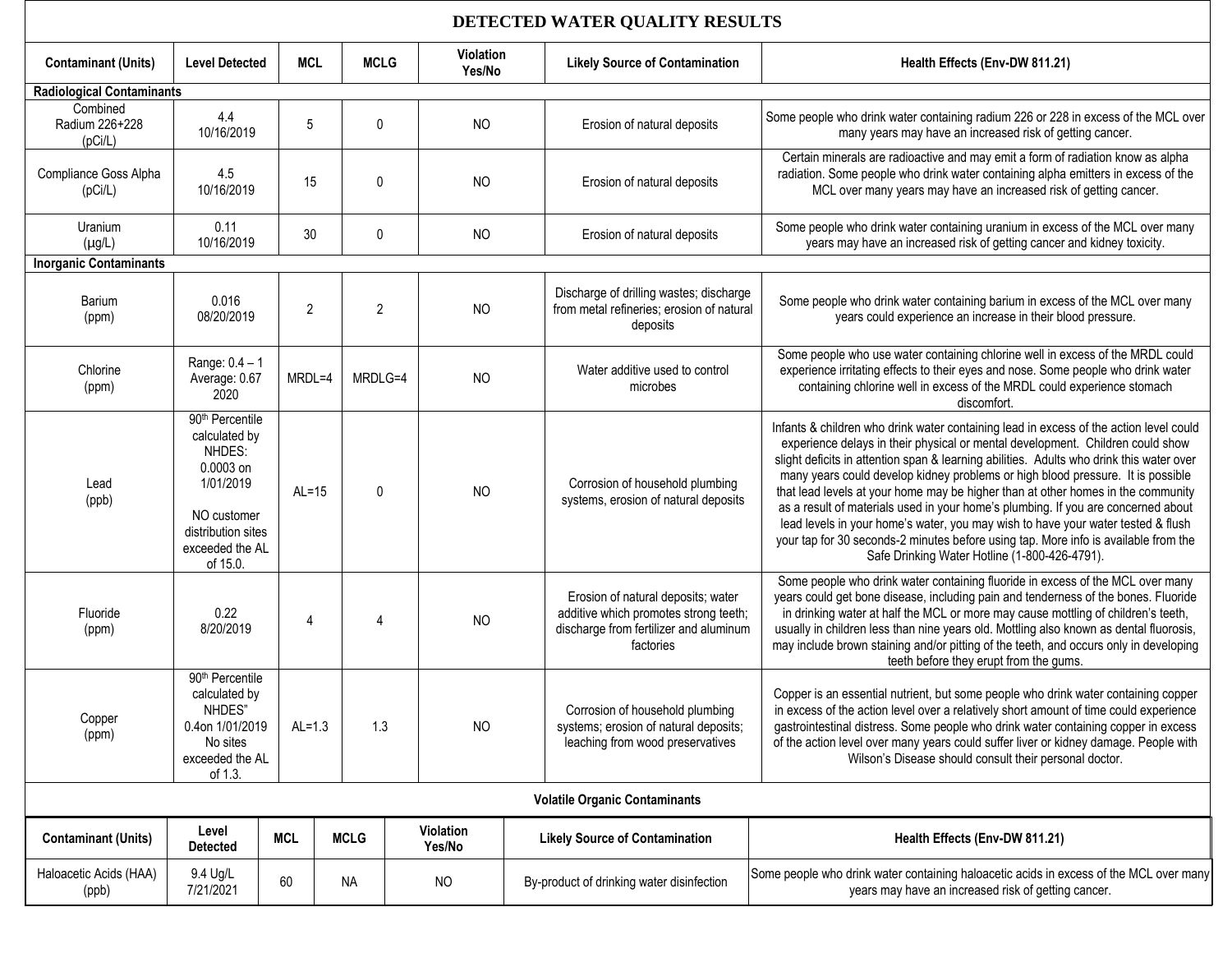# DETECTED WATER QUALITY RESULTS

| Contaminant (Units) | Level Detected | MCL | MCLG | Violation Yes/No | Likely Source of Contamination | Health Effects (Env-DW 811.21) |
|---|---|---|---|---|---|---|
| **Radiological Contaminants** | | | | | | |
| Combined Radium 226+228 (pCi/L) | 4.4 10/16/2019 | 5 | 0 | NO | Erosion of natural deposits | Some people who drink water containing radium 226 or 228 in excess of the MCL over many years may have an increased risk of getting cancer. |
| Compliance Goss Alpha (pCi/L) | 4.5 10/16/2019 | 15 | 0 | NO | Erosion of natural deposits | Certain minerals are radioactive and may emit a form of radiation know as alpha radiation. Some people who drink water containing alpha emitters in excess of the MCL over many years may have an increased risk of getting cancer. |
| Uranium (µg/L) | 0.11 10/16/2019 | 30 | 0 | NO | Erosion of natural deposits | Some people who drink water containing uranium in excess of the MCL over many years may have an increased risk of getting cancer and kidney toxicity. |
| **Inorganic Contaminants** | | | | | | |
| Barium (ppm) | 0.016 08/20/2019 | 2 | 2 | NO | Discharge of drilling wastes; discharge from metal refineries; erosion of natural deposits | Some people who drink water containing barium in excess of the MCL over many years could experience an increase in their blood pressure. |
| Chlorine (ppm) | Range: 0.4 – 1 Average: 0.67 2020 | MRDL=4 | MRDLG=4 | NO | Water additive used to control microbes | Some people who use water containing chlorine well in excess of the MRDL could experience irritating effects to their eyes and nose. Some people who drink water containing chlorine well in excess of the MRDL could experience stomach discomfort. |
| Lead (ppb) | 90th Percentile calculated by NHDES: 0.0003 on 1/01/2019 NO customer distribution sites exceeded the AL of 15.0. | AL=15 | 0 | NO | Corrosion of household plumbing systems, erosion of natural deposits | Infants & children who drink water containing lead in excess of the action level could experience delays in their physical or mental development. Children could show slight deficits in attention span & learning abilities. Adults who drink this water over many years could develop kidney problems or high blood pressure. It is possible that lead levels at your home may be higher than at other homes in the community as a result of materials used in your home's plumbing. If you are concerned about lead levels in your home's water, you may wish to have your water tested & flush your tap for 30 seconds-2 minutes before using tap. More info is available from the Safe Drinking Water Hotline (1-800-426-4791). |
| Fluoride (ppm) | 0.22 8/20/2019 | 4 | 4 | NO | Erosion of natural deposits; water additive which promotes strong teeth; discharge from fertilizer and aluminum factories | Some people who drink water containing fluoride in excess of the MCL over many years could get bone disease, including pain and tenderness of the bones. Fluoride in drinking water at half the MCL or more may cause mottling of children's teeth, usually in children less than nine years old. Mottling also known as dental fluorosis, may include brown staining and/or pitting of the teeth, and occurs only in developing teeth before they erupt from the gums. |
| Copper (ppm) | 90th Percentile calculated by NHDES" 0.4on 1/01/2019 No sites exceeded the AL of 1.3. | AL=1.3 | 1.3 | NO | Corrosion of household plumbing systems; erosion of natural deposits; leaching from wood preservatives | Copper is an essential nutrient, but some people who drink water containing copper in excess of the action level over a relatively short amount of time could experience gastrointestinal distress. Some people who drink water containing copper in excess of the action level over many years could suffer liver or kidney damage. People with Wilson's Disease should consult their personal doctor. |

**Volatile Organic Contaminants**

| Contaminant (Units) | Level Detected | MCL | MCLG | Violation Yes/No | Likely Source of Contamination | Health Effects (Env-DW 811.21) |
|---|---|---|---|---|---|---|
| Haloacetic Acids (HAA) (ppb) | 9.4 Ug/L 7/21/2021 | 60 | NA | NO | By-product of drinking water disinfection | Some people who drink water containing haloacetic acids in excess of the MCL over many years may have an increased risk of getting cancer. |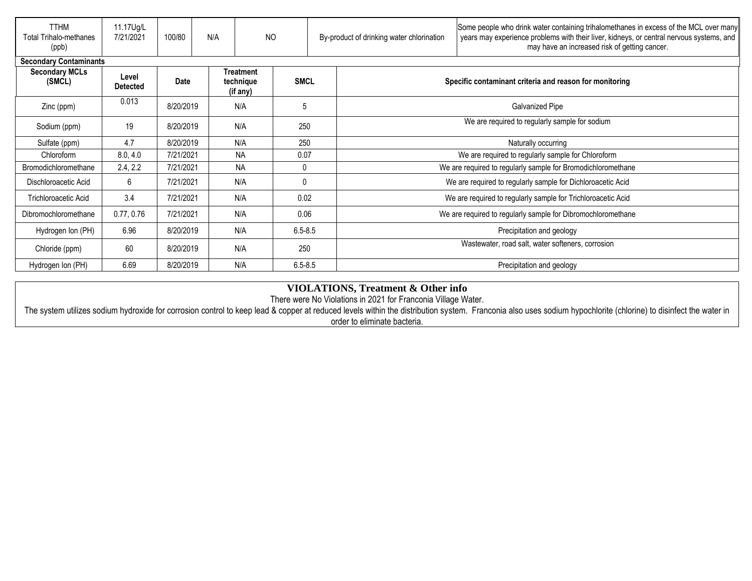| | | | | | | |
|---|---|---|---|---|---|---|
| TTHM Total Trihalo-methanes (ppb) | 11.17Ug/L 7/21/2021 | 100/80 | N/A | NO | By-product of drinking water chlorination | Some people who drink water containing trihalomethanes in excess of the MCL over many years may experience problems with their liver, kidneys, or central nervous systems, and may have an increased risk of getting cancer. |

**Secondary Contaminants**

| Secondary MCLs (SMCL) | Level Detected | Date | Treatment technique (if any) | SMCL | Specific contaminant criteria and reason for monitoring |
|---|---|---|---|---|---|
| Zinc (ppm) | 0.013 | 8/20/2019 | N/A | 5 | Galvanized Pipe |
| Sodium (ppm) | 19 | 8/20/2019 | N/A | 250 | We are required to regularly sample for sodium |
| Sulfate (ppm) | 4.7 | 8/20/2019 | N/A | 250 | Naturally occurring |
| Chloroform | 8.0, 4.0 | 7/21/2021 | NA | 0.07 | We are required to regularly sample for Chloroform |
| Bromodichloromethane | 2.4, 2.2 | 7/21/2021 | NA | 0 | We are required to regularly sample for Bromodichloromethane |
| Dischloroacetic Acid | 6 | 7/21/2021 | N/A | 0 | We are required to regularly sample for Dichloroacetic Acid |
| Trichloroacetic Acid | 3.4 | 7/21/2021 | N/A | 0.02 | We are required to regularly sample for Trichloroacetic Acid |
| Dibromochloromethane | 0.77, 0.76 | 7/21/2021 | N/A | 0.06 | We are required to regularly sample for Dibromochloromethane |
| Hydrogen Ion (PH) | 6.96 | 8/20/2019 | N/A | 6.5-8.5 | Precipitation and geology |
| Chloride (ppm) | 60 | 8/20/2019 | N/A | 250 | Wastewater, road salt, water softeners, corrosion |
| Hydrogen Ion (PH) | 6.69 | 8/20/2019 | N/A | 6.5-8.5 | Precipitation and geology |

## VIOLATIONS, Treatment & Other info

There were No Violations in 2021 for Franconia Village Water.

The system utilizes sodium hydroxide for corrosion control to keep lead & copper at reduced levels within the distribution system. Franconia also uses sodium hypochlorite (chlorine) to disinfect the water in order to eliminate bacteria.